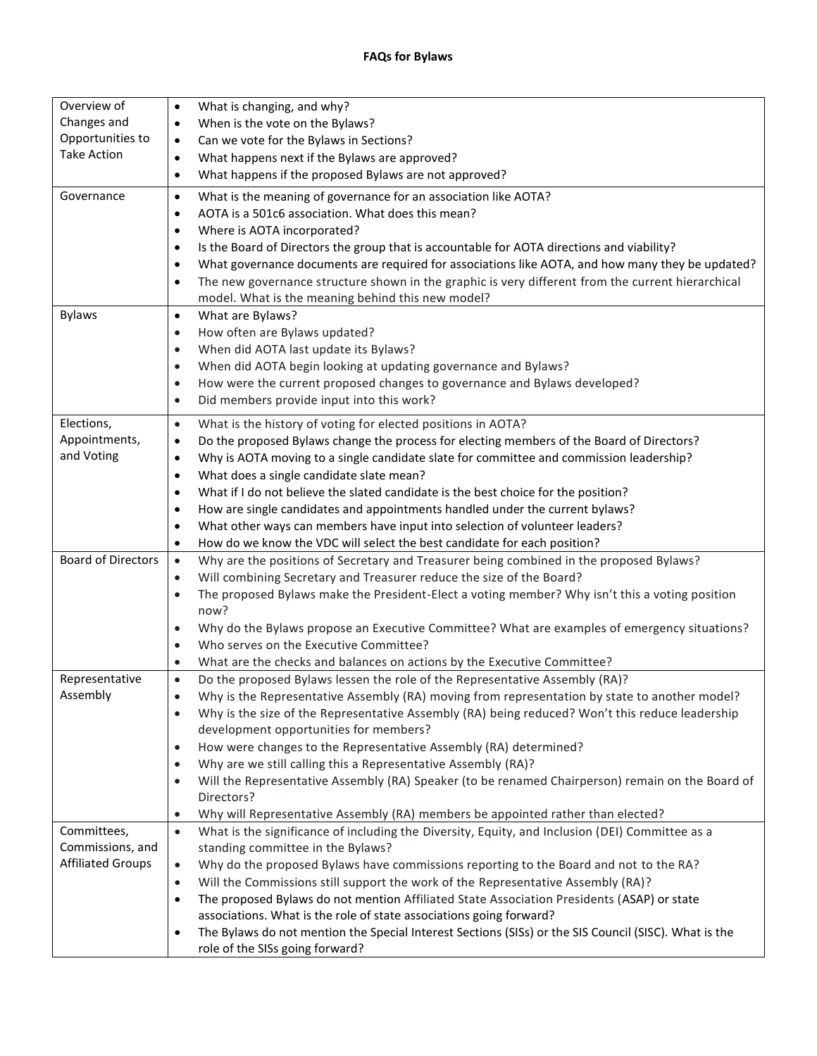# FAQs for Bylaws

| | |
|---|---|
| Overview of Changes and Opportunities to Take Action | • What is changing, and why?<br>• When is the vote on the Bylaws?<br>• Can we vote for the Bylaws in Sections?<br>• What happens next if the Bylaws are approved?<br>• What happens if the proposed Bylaws are not approved? |
| Governance | • What is the meaning of governance for an association like AOTA?<br>• AOTA is a 501c6 association. What does this mean?<br>• Where is AOTA incorporated?<br>• Is the Board of Directors the group that is accountable for AOTA directions and viability?<br>• What governance documents are required for associations like AOTA, and how many they be updated?<br>• The new governance structure shown in the graphic is very different from the current hierarchical model. What is the meaning behind this new model? |
| Bylaws | • What are Bylaws?<br>• How often are Bylaws updated?<br>• When did AOTA last update its Bylaws?<br>• When did AOTA begin looking at updating governance and Bylaws?<br>• How were the current proposed changes to governance and Bylaws developed?<br>• Did members provide input into this work? |
| Elections, Appointments, and Voting | • What is the history of voting for elected positions in AOTA?<br>• Do the proposed Bylaws change the process for electing members of the Board of Directors?<br>• Why is AOTA moving to a single candidate slate for committee and commission leadership?<br>• What does a single candidate slate mean?<br>• What if I do not believe the slated candidate is the best choice for the position?<br>• How are single candidates and appointments handled under the current bylaws?<br>• What other ways can members have input into selection of volunteer leaders?<br>• How do we know the VDC will select the best candidate for each position? |
| Board of Directors | • Why are the positions of Secretary and Treasurer being combined in the proposed Bylaws?<br>• Will combining Secretary and Treasurer reduce the size of the Board?<br>• The proposed Bylaws make the President-Elect a voting member? Why isn't this a voting position now?<br>• Why do the Bylaws propose an Executive Committee? What are examples of emergency situations?<br>• Who serves on the Executive Committee?<br>• What are the checks and balances on actions by the Executive Committee? |
| Representative Assembly | • Do the proposed Bylaws lessen the role of the Representative Assembly (RA)?<br>• Why is the Representative Assembly (RA) moving from representation by state to another model?<br>• Why is the size of the Representative Assembly (RA) being reduced? Won't this reduce leadership development opportunities for members?<br>• How were changes to the Representative Assembly (RA) determined?<br>• Why are we still calling this a Representative Assembly (RA)?<br>• Will the Representative Assembly (RA) Speaker (to be renamed Chairperson) remain on the Board of Directors?<br>• Why will Representative Assembly (RA) members be appointed rather than elected? |
| Committees, Commissions, and Affiliated Groups | • What is the significance of including the Diversity, Equity, and Inclusion (DEI) Committee as a standing committee in the Bylaws?<br>• Why do the proposed Bylaws have commissions reporting to the Board and not to the RA?<br>• Will the Commissions still support the work of the Representative Assembly (RA)?<br>• The proposed Bylaws do not mention Affiliated State Association Presidents (ASAP) or state associations. What is the role of state associations going forward?<br>• The Bylaws do not mention the Special Interest Sections (SISs) or the SIS Council (SISC). What is the role of the SISs going forward? |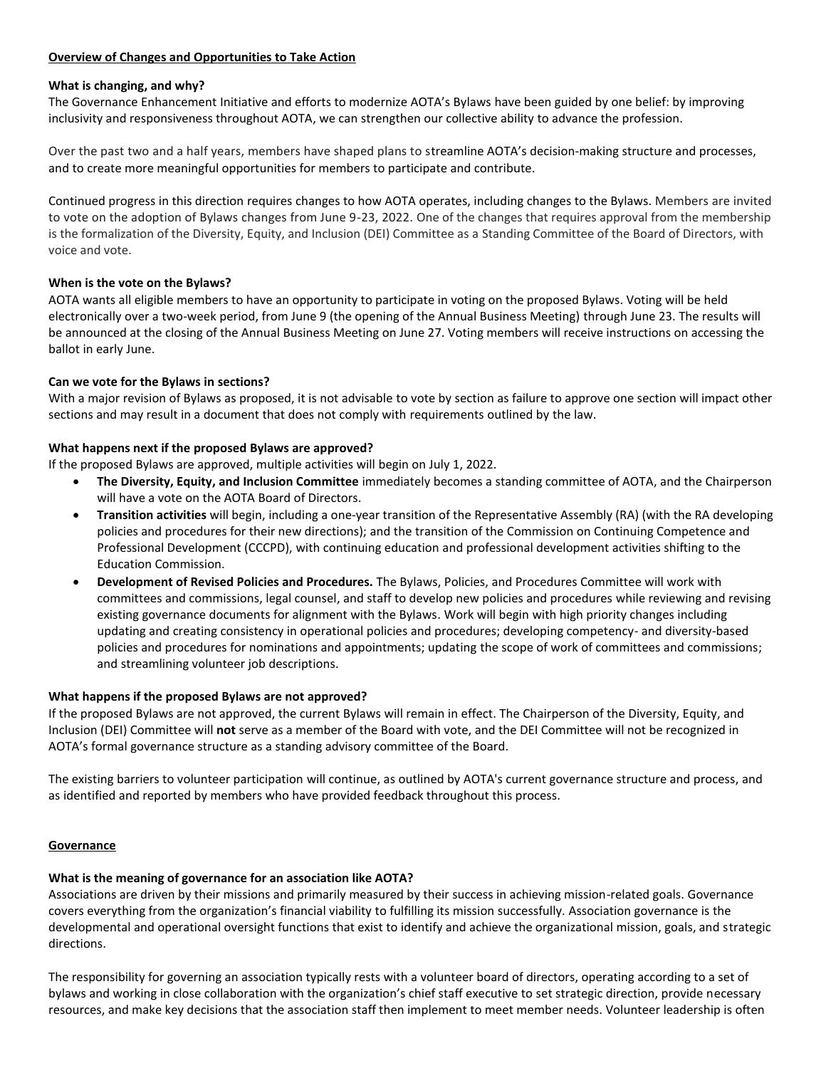## Overview of Changes and Opportunities to Take Action

### What is changing, and why?

The Governance Enhancement Initiative and efforts to modernize AOTA's Bylaws have been guided by one belief: by improving inclusivity and responsiveness throughout AOTA, we can strengthen our collective ability to advance the profession.

Over the past two and a half years, members have shaped plans to streamline AOTA's decision-making structure and processes, and to create more meaningful opportunities for members to participate and contribute.

Continued progress in this direction requires changes to how AOTA operates, including changes to the Bylaws. Members are invited to vote on the adoption of Bylaws changes from June 9-23, 2022. One of the changes that requires approval from the membership is the formalization of the Diversity, Equity, and Inclusion (DEI) Committee as a Standing Committee of the Board of Directors, with voice and vote.

### When is the vote on the Bylaws?

AOTA wants all eligible members to have an opportunity to participate in voting on the proposed Bylaws. Voting will be held electronically over a two-week period, from June 9 (the opening of the Annual Business Meeting) through June 23. The results will be announced at the closing of the Annual Business Meeting on June 27. Voting members will receive instructions on accessing the ballot in early June.

### Can we vote for the Bylaws in sections?

With a major revision of Bylaws as proposed, it is not advisable to vote by section as failure to approve one section will impact other sections and may result in a document that does not comply with requirements outlined by the law.

### What happens next if the proposed Bylaws are approved?

If the proposed Bylaws are approved, multiple activities will begin on July 1, 2022.

- **The Diversity, Equity, and Inclusion Committee** immediately becomes a standing committee of AOTA, and the Chairperson will have a vote on the AOTA Board of Directors.
- **Transition activities** will begin, including a one-year transition of the Representative Assembly (RA) (with the RA developing policies and procedures for their new directions); and the transition of the Commission on Continuing Competence and Professional Development (CCCPD), with continuing education and professional development activities shifting to the Education Commission.
- **Development of Revised Policies and Procedures.** The Bylaws, Policies, and Procedures Committee will work with committees and commissions, legal counsel, and staff to develop new policies and procedures while reviewing and revising existing governance documents for alignment with the Bylaws. Work will begin with high priority changes including updating and creating consistency in operational policies and procedures; developing competency- and diversity-based policies and procedures for nominations and appointments; updating the scope of work of committees and commissions; and streamlining volunteer job descriptions.

### What happens if the proposed Bylaws are not approved?

If the proposed Bylaws are not approved, the current Bylaws will remain in effect. The Chairperson of the Diversity, Equity, and Inclusion (DEI) Committee will **not** serve as a member of the Board with vote, and the DEI Committee will not be recognized in AOTA's formal governance structure as a standing advisory committee of the Board.

The existing barriers to volunteer participation will continue, as outlined by AOTA's current governance structure and process, and as identified and reported by members who have provided feedback throughout this process.

## Governance

### What is the meaning of governance for an association like AOTA?

Associations are driven by their missions and primarily measured by their success in achieving mission-related goals. Governance covers everything from the organization's financial viability to fulfilling its mission successfully. Association governance is the developmental and operational oversight functions that exist to identify and achieve the organizational mission, goals, and strategic directions.

The responsibility for governing an association typically rests with a volunteer board of directors, operating according to a set of bylaws and working in close collaboration with the organization's chief staff executive to set strategic direction, provide necessary resources, and make key decisions that the association staff then implement to meet member needs. Volunteer leadership is often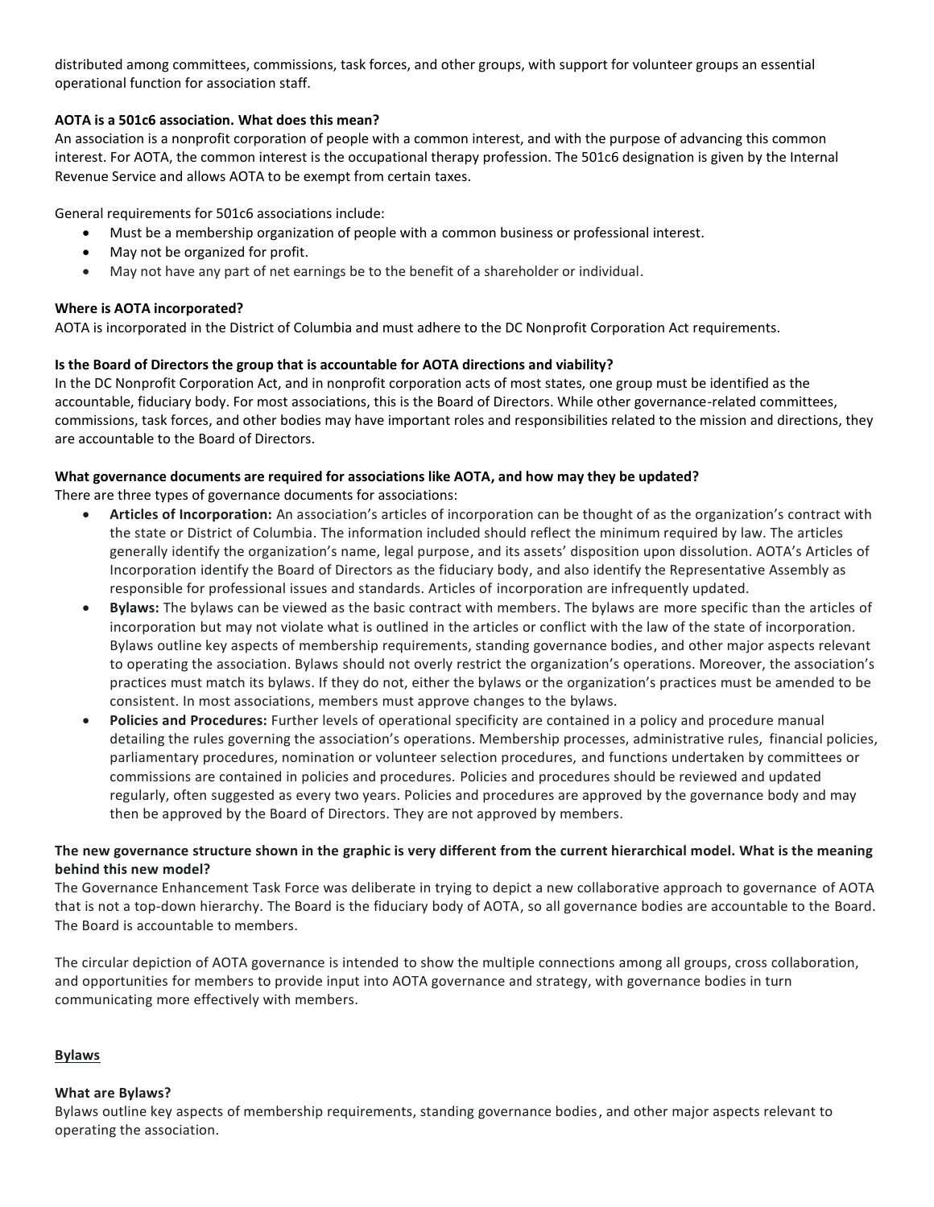distributed among committees, commissions, task forces, and other groups, with support for volunteer groups an essential operational function for association staff.

**AOTA is a 501c6 association. What does this mean?**

An association is a nonprofit corporation of people with a common interest, and with the purpose of advancing this common interest. For AOTA, the common interest is the occupational therapy profession. The 501c6 designation is given by the Internal Revenue Service and allows AOTA to be exempt from certain taxes.

General requirements for 501c6 associations include:

- Must be a membership organization of people with a common business or professional interest.
- May not be organized for profit.
- May not have any part of net earnings be to the benefit of a shareholder or individual.

**Where is AOTA incorporated?**

AOTA is incorporated in the District of Columbia and must adhere to the DC Nonprofit Corporation Act requirements.

**Is the Board of Directors the group that is accountable for AOTA directions and viability?**

In the DC Nonprofit Corporation Act, and in nonprofit corporation acts of most states, one group must be identified as the accountable, fiduciary body. For most associations, this is the Board of Directors. While other governance-related committees, commissions, task forces, and other bodies may have important roles and responsibilities related to the mission and directions, they are accountable to the Board of Directors.

**What governance documents are required for associations like AOTA, and how may they be updated?**

There are three types of governance documents for associations:

- **Articles of Incorporation:** An association's articles of incorporation can be thought of as the organization's contract with the state or District of Columbia. The information included should reflect the minimum required by law. The articles generally identify the organization's name, legal purpose, and its assets' disposition upon dissolution. AOTA's Articles of Incorporation identify the Board of Directors as the fiduciary body, and also identify the Representative Assembly as responsible for professional issues and standards. Articles of incorporation are infrequently updated.
- **Bylaws:** The bylaws can be viewed as the basic contract with members. The bylaws are more specific than the articles of incorporation but may not violate what is outlined in the articles or conflict with the law of the state of incorporation. Bylaws outline key aspects of membership requirements, standing governance bodies, and other major aspects relevant to operating the association. Bylaws should not overly restrict the organization's operations. Moreover, the association's practices must match its bylaws. If they do not, either the bylaws or the organization's practices must be amended to be consistent. In most associations, members must approve changes to the bylaws.
- **Policies and Procedures:** Further levels of operational specificity are contained in a policy and procedure manual detailing the rules governing the association's operations. Membership processes, administrative rules, financial policies, parliamentary procedures, nomination or volunteer selection procedures, and functions undertaken by committees or commissions are contained in policies and procedures. Policies and procedures should be reviewed and updated regularly, often suggested as every two years. Policies and procedures are approved by the governance body and may then be approved by the Board of Directors. They are not approved by members.

**The new governance structure shown in the graphic is very different from the current hierarchical model. What is the meaning behind this new model?**

The Governance Enhancement Task Force was deliberate in trying to depict a new collaborative approach to governance of AOTA that is not a top-down hierarchy. The Board is the fiduciary body of AOTA, so all governance bodies are accountable to the Board. The Board is accountable to members.

The circular depiction of AOTA governance is intended to show the multiple connections among all groups, cross collaboration, and opportunities for members to provide input into AOTA governance and strategy, with governance bodies in turn communicating more effectively with members.

## Bylaws

**What are Bylaws?**

Bylaws outline key aspects of membership requirements, standing governance bodies, and other major aspects relevant to operating the association.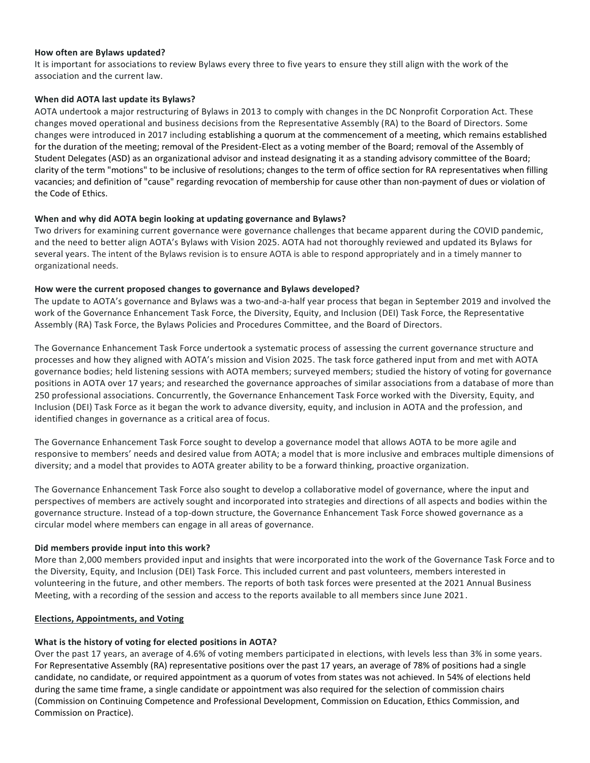**How often are Bylaws updated?**

It is important for associations to review Bylaws every three to five years to ensure they still align with the work of the association and the current law.

**When did AOTA last update its Bylaws?**

AOTA undertook a major restructuring of Bylaws in 2013 to comply with changes in the DC Nonprofit Corporation Act. These changes moved operational and business decisions from the Representative Assembly (RA) to the Board of Directors. Some changes were introduced in 2017 including establishing a quorum at the commencement of a meeting, which remains established for the duration of the meeting; removal of the President-Elect as a voting member of the Board; removal of the Assembly of Student Delegates (ASD) as an organizational advisor and instead designating it as a standing advisory committee of the Board; clarity of the term "motions" to be inclusive of resolutions; changes to the term of office section for RA representatives when filling vacancies; and definition of "cause" regarding revocation of membership for cause other than non-payment of dues or violation of the Code of Ethics.

**When and why did AOTA begin looking at updating governance and Bylaws?**

Two drivers for examining current governance were governance challenges that became apparent during the COVID pandemic, and the need to better align AOTA's Bylaws with Vision 2025. AOTA had not thoroughly reviewed and updated its Bylaws for several years. The intent of the Bylaws revision is to ensure AOTA is able to respond appropriately and in a timely manner to organizational needs.

**How were the current proposed changes to governance and Bylaws developed?**

The update to AOTA's governance and Bylaws was a two-and-a-half year process that began in September 2019 and involved the work of the Governance Enhancement Task Force, the Diversity, Equity, and Inclusion (DEI) Task Force, the Representative Assembly (RA) Task Force, the Bylaws Policies and Procedures Committee, and the Board of Directors.

The Governance Enhancement Task Force undertook a systematic process of assessing the current governance structure and processes and how they aligned with AOTA's mission and Vision 2025. The task force gathered input from and met with AOTA governance bodies; held listening sessions with AOTA members; surveyed members; studied the history of voting for governance positions in AOTA over 17 years; and researched the governance approaches of similar associations from a database of more than 250 professional associations. Concurrently, the Governance Enhancement Task Force worked with the Diversity, Equity, and Inclusion (DEI) Task Force as it began the work to advance diversity, equity, and inclusion in AOTA and the profession, and identified changes in governance as a critical area of focus.

The Governance Enhancement Task Force sought to develop a governance model that allows AOTA to be more agile and responsive to members' needs and desired value from AOTA; a model that is more inclusive and embraces multiple dimensions of diversity; and a model that provides to AOTA greater ability to be a forward thinking, proactive organization.

The Governance Enhancement Task Force also sought to develop a collaborative model of governance, where the input and perspectives of members are actively sought and incorporated into strategies and directions of all aspects and bodies within the governance structure. Instead of a top-down structure, the Governance Enhancement Task Force showed governance as a circular model where members can engage in all areas of governance.

**Did members provide input into this work?**

More than 2,000 members provided input and insights that were incorporated into the work of the Governance Task Force and to the Diversity, Equity, and Inclusion (DEI) Task Force. This included current and past volunteers, members interested in volunteering in the future, and other members. The reports of both task forces were presented at the 2021 Annual Business Meeting, with a recording of the session and access to the reports available to all members since June 2021.

## Elections, Appointments, and Voting

**What is the history of voting for elected positions in AOTA?**

Over the past 17 years, an average of 4.6% of voting members participated in elections, with levels less than 3% in some years. For Representative Assembly (RA) representative positions over the past 17 years, an average of 78% of positions had a single candidate, no candidate, or required appointment as a quorum of votes from states was not achieved. In 54% of elections held during the same time frame, a single candidate or appointment was also required for the selection of commission chairs (Commission on Continuing Competence and Professional Development, Commission on Education, Ethics Commission, and Commission on Practice).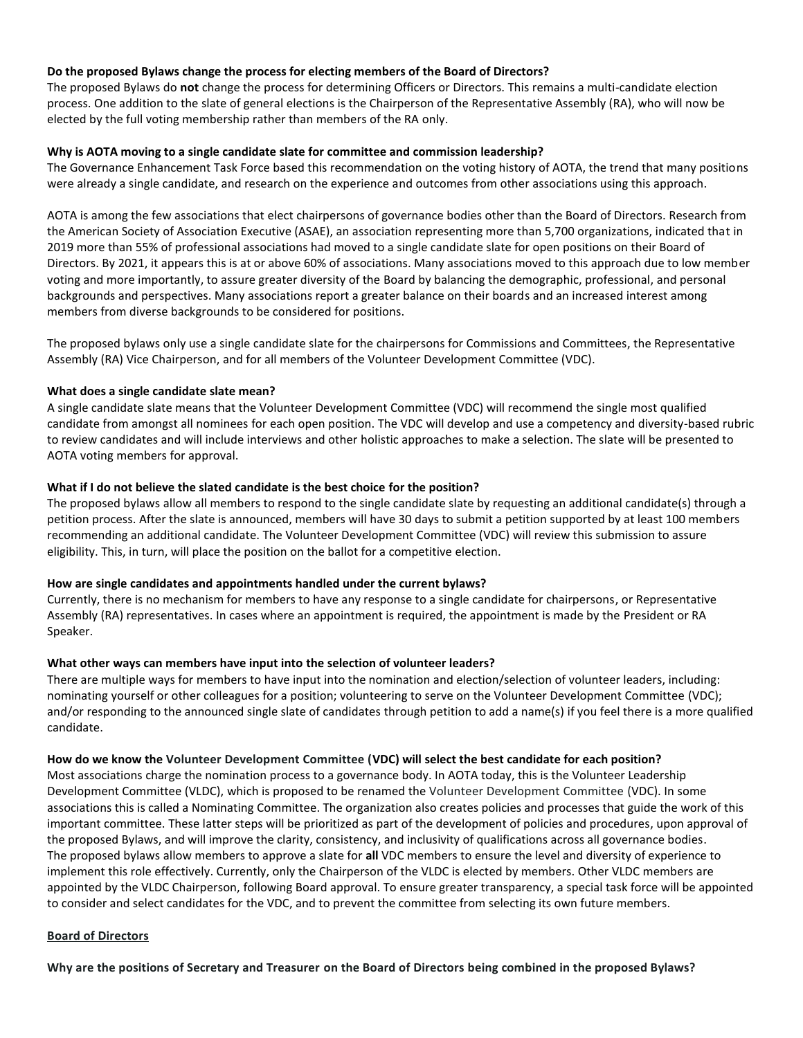**Do the proposed Bylaws change the process for electing members of the Board of Directors?**
The proposed Bylaws do **not** change the process for determining Officers or Directors. This remains a multi-candidate election process. One addition to the slate of general elections is the Chairperson of the Representative Assembly (RA), who will now be elected by the full voting membership rather than members of the RA only.

**Why is AOTA moving to a single candidate slate for committee and commission leadership?**
The Governance Enhancement Task Force based this recommendation on the voting history of AOTA, the trend that many positions were already a single candidate, and research on the experience and outcomes from other associations using this approach.

AOTA is among the few associations that elect chairpersons of governance bodies other than the Board of Directors. Research from the American Society of Association Executive (ASAE), an association representing more than 5,700 organizations, indicated that in 2019 more than 55% of professional associations had moved to a single candidate slate for open positions on their Board of Directors. By 2021, it appears this is at or above 60% of associations. Many associations moved to this approach due to low member voting and more importantly, to assure greater diversity of the Board by balancing the demographic, professional, and personal backgrounds and perspectives. Many associations report a greater balance on their boards and an increased interest among members from diverse backgrounds to be considered for positions.

The proposed bylaws only use a single candidate slate for the chairpersons for Commissions and Committees, the Representative Assembly (RA) Vice Chairperson, and for all members of the Volunteer Development Committee (VDC).

**What does a single candidate slate mean?**
A single candidate slate means that the Volunteer Development Committee (VDC) will recommend the single most qualified candidate from amongst all nominees for each open position. The VDC will develop and use a competency and diversity-based rubric to review candidates and will include interviews and other holistic approaches to make a selection. The slate will be presented to AOTA voting members for approval.

**What if I do not believe the slated candidate is the best choice for the position?**
The proposed bylaws allow all members to respond to the single candidate slate by requesting an additional candidate(s) through a petition process. After the slate is announced, members will have 30 days to submit a petition supported by at least 100 members recommending an additional candidate. The Volunteer Development Committee (VDC) will review this submission to assure eligibility. This, in turn, will place the position on the ballot for a competitive election.

**How are single candidates and appointments handled under the current bylaws?**
Currently, there is no mechanism for members to have any response to a single candidate for chairpersons, or Representative Assembly (RA) representatives. In cases where an appointment is required, the appointment is made by the President or RA Speaker.

**What other ways can members have input into the selection of volunteer leaders?**
There are multiple ways for members to have input into the nomination and election/selection of volunteer leaders, including: nominating yourself or other colleagues for a position; volunteering to serve on the Volunteer Development Committee (VDC); and/or responding to the announced single slate of candidates through petition to add a name(s) if you feel there is a more qualified candidate.

**How do we know the Volunteer Development Committee (VDC) will select the best candidate for each position?**
Most associations charge the nomination process to a governance body. In AOTA today, this is the Volunteer Leadership Development Committee (VLDC), which is proposed to be renamed the Volunteer Development Committee (VDC). In some associations this is called a Nominating Committee. The organization also creates policies and processes that guide the work of this important committee. These latter steps will be prioritized as part of the development of policies and procedures, upon approval of the proposed Bylaws, and will improve the clarity, consistency, and inclusivity of qualifications across all governance bodies. The proposed bylaws allow members to approve a slate for **all** VDC members to ensure the level and diversity of experience to implement this role effectively. Currently, only the Chairperson of the VLDC is elected by members. Other VLDC members are appointed by the VLDC Chairperson, following Board approval. To ensure greater transparency, a special task force will be appointed to consider and select candidates for the VDC, and to prevent the committee from selecting its own future members.

<u>**Board of Directors**</u>

**Why are the positions of Secretary and Treasurer on the Board of Directors being combined in the proposed Bylaws?**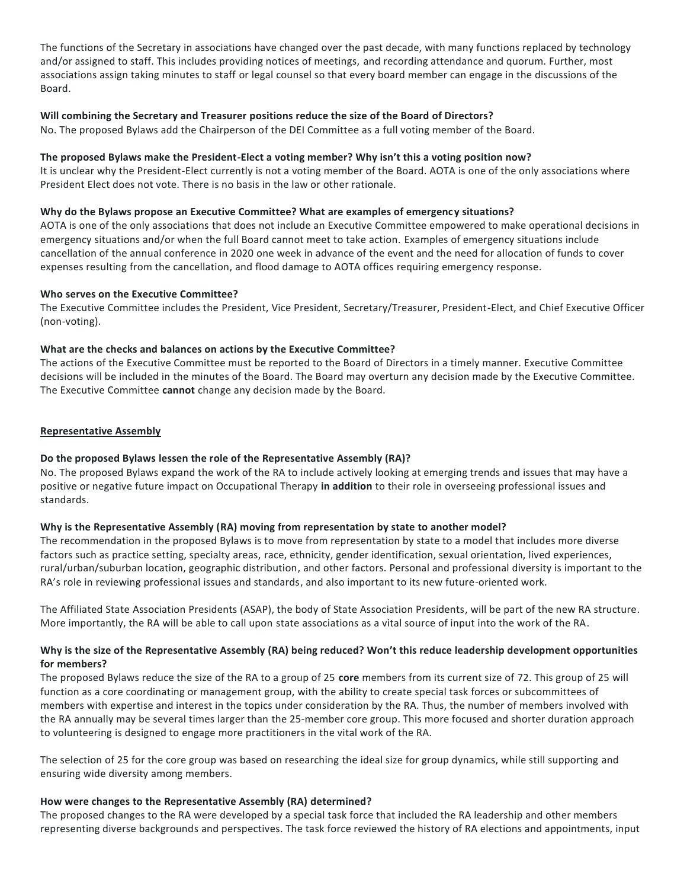The functions of the Secretary in associations have changed over the past decade, with many functions replaced by technology and/or assigned to staff. This includes providing notices of meetings, and recording attendance and quorum. Further, most associations assign taking minutes to staff or legal counsel so that every board member can engage in the discussions of the Board.

**Will combining the Secretary and Treasurer positions reduce the size of the Board of Directors?**
No. The proposed Bylaws add the Chairperson of the DEI Committee as a full voting member of the Board.

**The proposed Bylaws make the President-Elect a voting member? Why isn't this a voting position now?**
It is unclear why the President-Elect currently is not a voting member of the Board. AOTA is one of the only associations where President Elect does not vote. There is no basis in the law or other rationale.

**Why do the Bylaws propose an Executive Committee? What are examples of emergency situations?**
AOTA is one of the only associations that does not include an Executive Committee empowered to make operational decisions in emergency situations and/or when the full Board cannot meet to take action. Examples of emergency situations include cancellation of the annual conference in 2020 one week in advance of the event and the need for allocation of funds to cover expenses resulting from the cancellation, and flood damage to AOTA offices requiring emergency response.

**Who serves on the Executive Committee?**
The Executive Committee includes the President, Vice President, Secretary/Treasurer, President-Elect, and Chief Executive Officer (non-voting).

**What are the checks and balances on actions by the Executive Committee?**
The actions of the Executive Committee must be reported to the Board of Directors in a timely manner. Executive Committee decisions will be included in the minutes of the Board. The Board may overturn any decision made by the Executive Committee. The Executive Committee **cannot** change any decision made by the Board.

## Representative Assembly

**Do the proposed Bylaws lessen the role of the Representative Assembly (RA)?**
No. The proposed Bylaws expand the work of the RA to include actively looking at emerging trends and issues that may have a positive or negative future impact on Occupational Therapy **in addition** to their role in overseeing professional issues and standards.

**Why is the Representative Assembly (RA) moving from representation by state to another model?**
The recommendation in the proposed Bylaws is to move from representation by state to a model that includes more diverse factors such as practice setting, specialty areas, race, ethnicity, gender identification, sexual orientation, lived experiences, rural/urban/suburban location, geographic distribution, and other factors. Personal and professional diversity is important to the RA's role in reviewing professional issues and standards, and also important to its new future-oriented work.

The Affiliated State Association Presidents (ASAP), the body of State Association Presidents, will be part of the new RA structure. More importantly, the RA will be able to call upon state associations as a vital source of input into the work of the RA.

**Why is the size of the Representative Assembly (RA) being reduced? Won't this reduce leadership development opportunities for members?**
The proposed Bylaws reduce the size of the RA to a group of 25 **core** members from its current size of 72. This group of 25 will function as a core coordinating or management group, with the ability to create special task forces or subcommittees of members with expertise and interest in the topics under consideration by the RA. Thus, the number of members involved with the RA annually may be several times larger than the 25-member core group. This more focused and shorter duration approach to volunteering is designed to engage more practitioners in the vital work of the RA.

The selection of 25 for the core group was based on researching the ideal size for group dynamics, while still supporting and ensuring wide diversity among members.

**How were changes to the Representative Assembly (RA) determined?**
The proposed changes to the RA were developed by a special task force that included the RA leadership and other members representing diverse backgrounds and perspectives. The task force reviewed the history of RA elections and appointments, input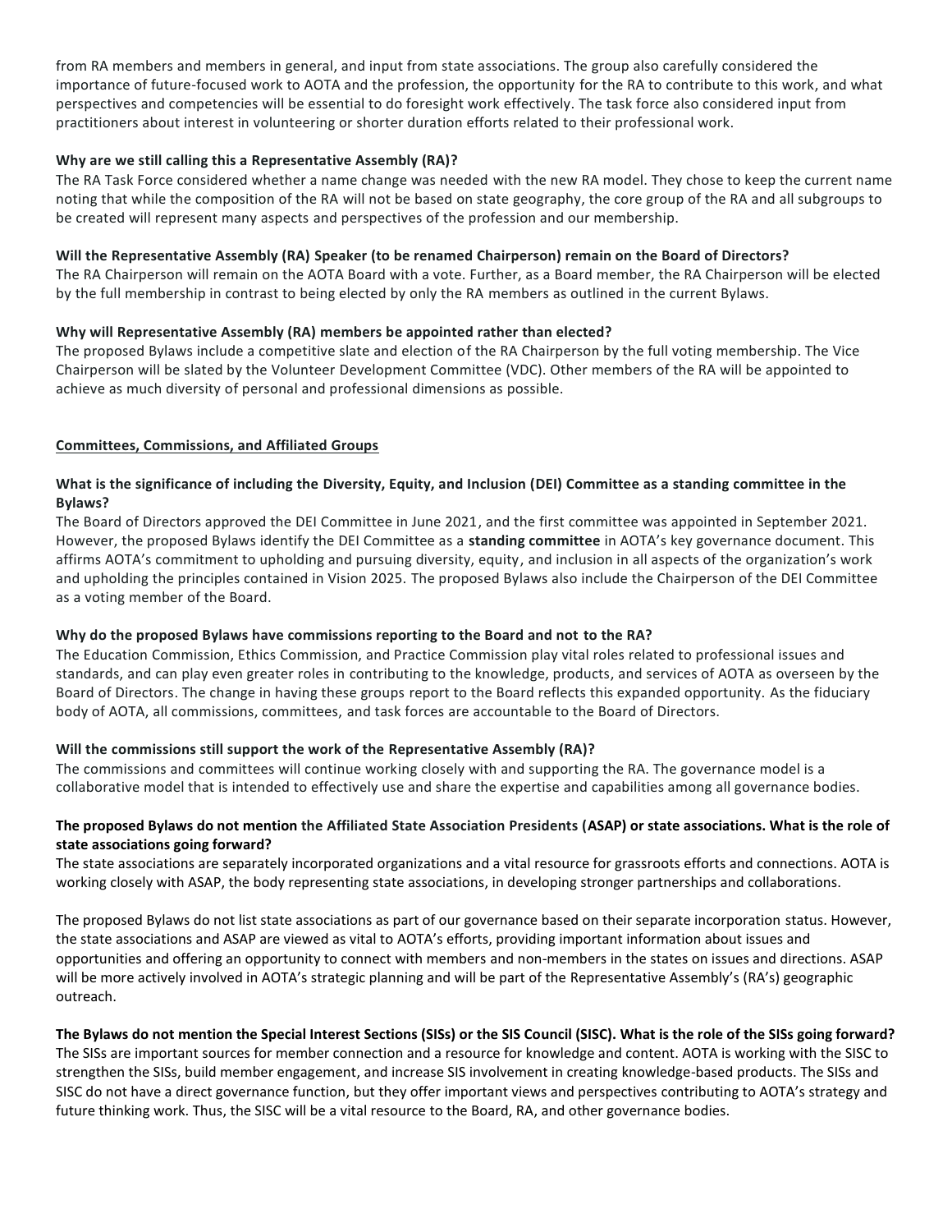from RA members and members in general, and input from state associations. The group also carefully considered the importance of future-focused work to AOTA and the profession, the opportunity for the RA to contribute to this work, and what perspectives and competencies will be essential to do foresight work effectively. The task force also considered input from practitioners about interest in volunteering or shorter duration efforts related to their professional work.

**Why are we still calling this a Representative Assembly (RA)?**

The RA Task Force considered whether a name change was needed with the new RA model. They chose to keep the current name noting that while the composition of the RA will not be based on state geography, the core group of the RA and all subgroups to be created will represent many aspects and perspectives of the profession and our membership.

**Will the Representative Assembly (RA) Speaker (to be renamed Chairperson) remain on the Board of Directors?**

The RA Chairperson will remain on the AOTA Board with a vote. Further, as a Board member, the RA Chairperson will be elected by the full membership in contrast to being elected by only the RA members as outlined in the current Bylaws.

**Why will Representative Assembly (RA) members be appointed rather than elected?**

The proposed Bylaws include a competitive slate and election of the RA Chairperson by the full voting membership. The Vice Chairperson will be slated by the Volunteer Development Committee (VDC). Other members of the RA will be appointed to achieve as much diversity of personal and professional dimensions as possible.

## Committees, Commissions, and Affiliated Groups

**What is the significance of including the Diversity, Equity, and Inclusion (DEI) Committee as a standing committee in the Bylaws?**

The Board of Directors approved the DEI Committee in June 2021, and the first committee was appointed in September 2021. However, the proposed Bylaws identify the DEI Committee as a **standing committee** in AOTA's key governance document. This affirms AOTA's commitment to upholding and pursuing diversity, equity, and inclusion in all aspects of the organization's work and upholding the principles contained in Vision 2025. The proposed Bylaws also include the Chairperson of the DEI Committee as a voting member of the Board.

**Why do the proposed Bylaws have commissions reporting to the Board and not to the RA?**

The Education Commission, Ethics Commission, and Practice Commission play vital roles related to professional issues and standards, and can play even greater roles in contributing to the knowledge, products, and services of AOTA as overseen by the Board of Directors. The change in having these groups report to the Board reflects this expanded opportunity. As the fiduciary body of AOTA, all commissions, committees, and task forces are accountable to the Board of Directors.

**Will the commissions still support the work of the Representative Assembly (RA)?**

The commissions and committees will continue working closely with and supporting the RA. The governance model is a collaborative model that is intended to effectively use and share the expertise and capabilities among all governance bodies.

**The proposed Bylaws do not mention the Affiliated State Association Presidents (ASAP) or state associations. What is the role of state associations going forward?**

The state associations are separately incorporated organizations and a vital resource for grassroots efforts and connections. AOTA is working closely with ASAP, the body representing state associations, in developing stronger partnerships and collaborations.

The proposed Bylaws do not list state associations as part of our governance based on their separate incorporation status. However, the state associations and ASAP are viewed as vital to AOTA's efforts, providing important information about issues and opportunities and offering an opportunity to connect with members and non-members in the states on issues and directions. ASAP will be more actively involved in AOTA's strategic planning and will be part of the Representative Assembly's (RA's) geographic outreach.

**The Bylaws do not mention the Special Interest Sections (SISs) or the SIS Council (SISC). What is the role of the SISs going forward?**

The SISs are important sources for member connection and a resource for knowledge and content. AOTA is working with the SISC to strengthen the SISs, build member engagement, and increase SIS involvement in creating knowledge-based products. The SISs and SISC do not have a direct governance function, but they offer important views and perspectives contributing to AOTA's strategy and future thinking work. Thus, the SISC will be a vital resource to the Board, RA, and other governance bodies.